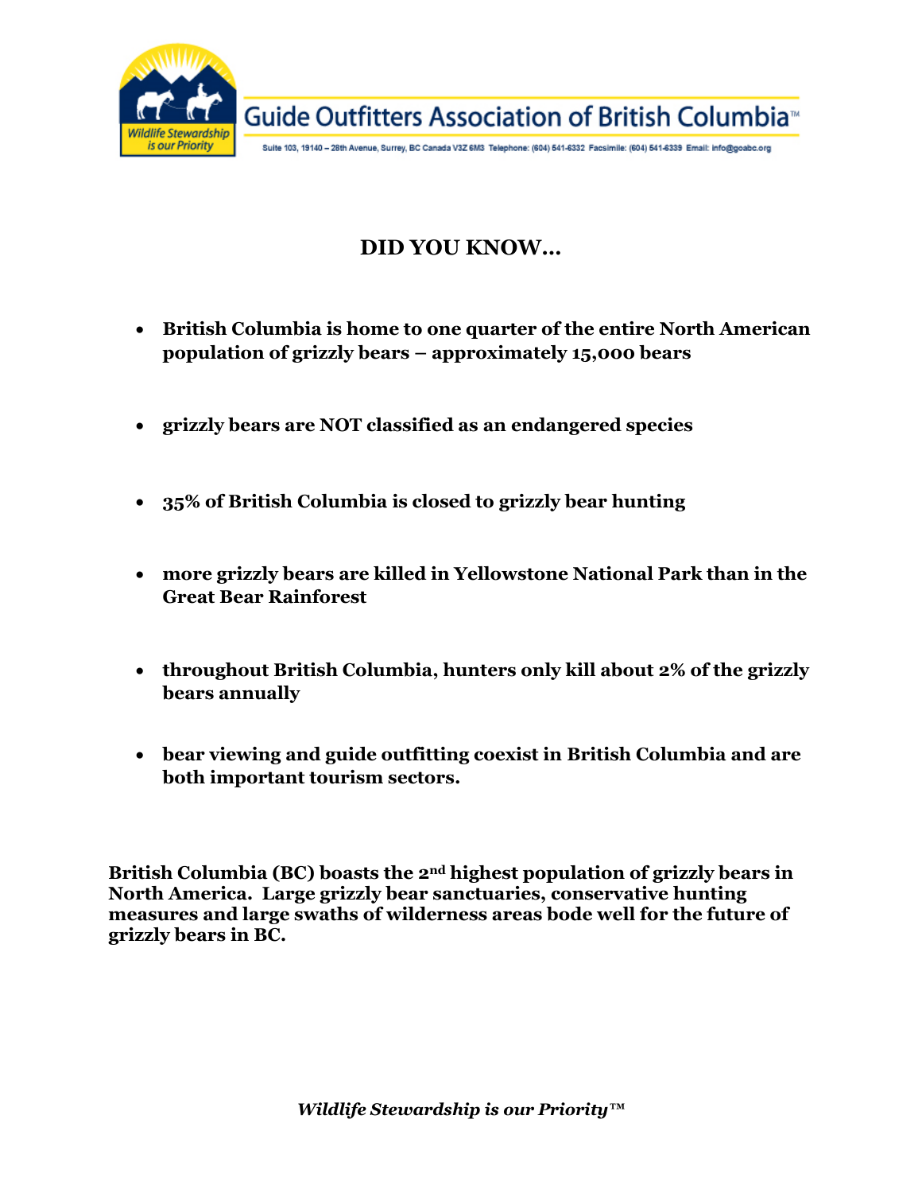Guide Outfitters Association of British Columbia™

Wildlife Stewardship is our Priority

Suite 103, 19140 – 28th Avenue, Surrey, BC Canada V3Z 6M3 Telephone: (604) 541-6332 Facsimile: (604) 541-6339 Email: info@goabc.org

## DID YOU KNOW…

- **British Columbia is home to one quarter of the entire North American population of grizzly bears – approximately 15,000 bears**
- **grizzly bears are NOT classified as an endangered species**
- **35% of British Columbia is closed to grizzly bear hunting**
- **more grizzly bears are killed in Yellowstone National Park than in the Great Bear Rainforest**
- **throughout British Columbia, hunters only kill about 2% of the grizzly bears annually**
- **bear viewing and guide outfitting coexist in British Columbia and are both important tourism sectors.**

**British Columbia (BC) boasts the 2nd highest population of grizzly bears in North America. Large grizzly bear sanctuaries, conservative hunting measures and large swaths of wilderness areas bode well for the future of grizzly bears in BC.**

***Wildlife Stewardship is our Priority™***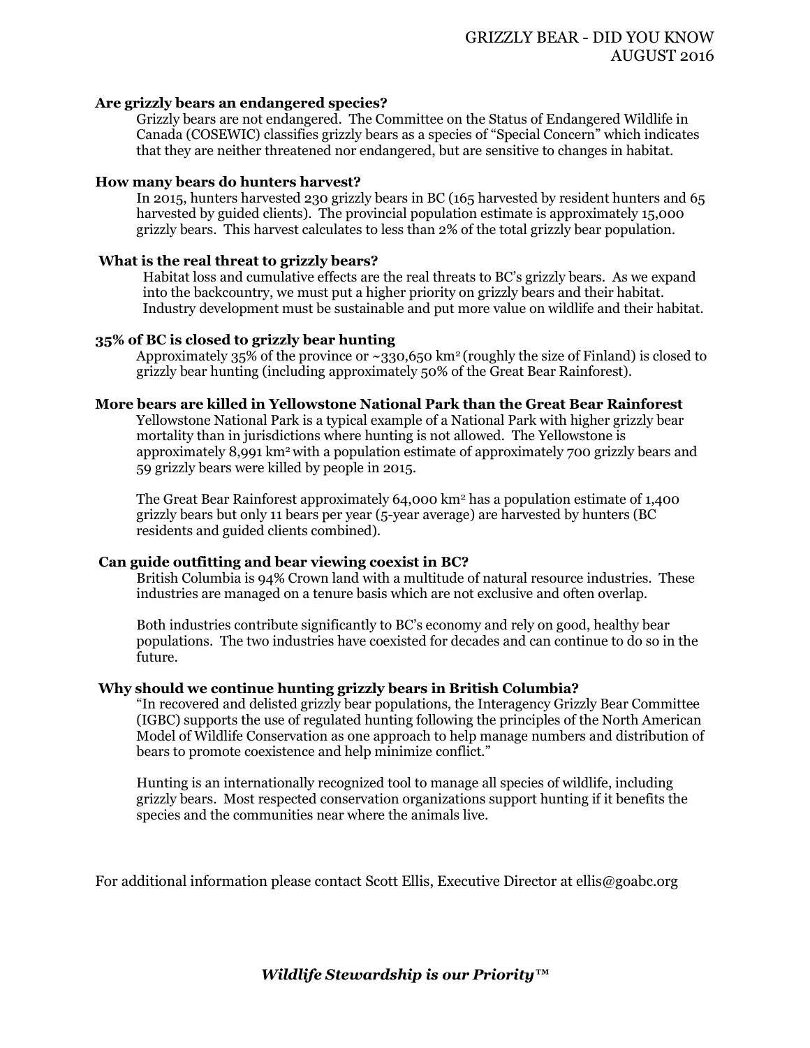**Are grizzly bears an endangered species?**

Grizzly bears are not endangered. The Committee on the Status of Endangered Wildlife in Canada (COSEWIC) classifies grizzly bears as a species of "Special Concern" which indicates that they are neither threatened nor endangered, but are sensitive to changes in habitat.

**How many bears do hunters harvest?**

In 2015, hunters harvested 230 grizzly bears in BC (165 harvested by resident hunters and 65 harvested by guided clients). The provincial population estimate is approximately 15,000 grizzly bears. This harvest calculates to less than 2% of the total grizzly bear population.

**What is the real threat to grizzly bears?**

Habitat loss and cumulative effects are the real threats to BC's grizzly bears. As we expand into the backcountry, we must put a higher priority on grizzly bears and their habitat. Industry development must be sustainable and put more value on wildlife and their habitat.

**35% of BC is closed to grizzly bear hunting**

Approximately 35% of the province or ~330,650 km² (roughly the size of Finland) is closed to grizzly bear hunting (including approximately 50% of the Great Bear Rainforest).

**More bears are killed in Yellowstone National Park than the Great Bear Rainforest**

Yellowstone National Park is a typical example of a National Park with higher grizzly bear mortality than in jurisdictions where hunting is not allowed. The Yellowstone is approximately 8,991 km² with a population estimate of approximately 700 grizzly bears and 59 grizzly bears were killed by people in 2015.

The Great Bear Rainforest approximately 64,000 km² has a population estimate of 1,400 grizzly bears but only 11 bears per year (5-year average) are harvested by hunters (BC residents and guided clients combined).

**Can guide outfitting and bear viewing coexist in BC?**

British Columbia is 94% Crown land with a multitude of natural resource industries. These industries are managed on a tenure basis which are not exclusive and often overlap.

Both industries contribute significantly to BC's economy and rely on good, healthy bear populations. The two industries have coexisted for decades and can continue to do so in the future.

**Why should we continue hunting grizzly bears in British Columbia?**

"In recovered and delisted grizzly bear populations, the Interagency Grizzly Bear Committee (IGBC) supports the use of regulated hunting following the principles of the North American Model of Wildlife Conservation as one approach to help manage numbers and distribution of bears to promote coexistence and help minimize conflict."

Hunting is an internationally recognized tool to manage all species of wildlife, including grizzly bears. Most respected conservation organizations support hunting if it benefits the species and the communities near where the animals live.

For additional information please contact Scott Ellis, Executive Director at ellis@goabc.org

***Wildlife Stewardship is our Priority™***